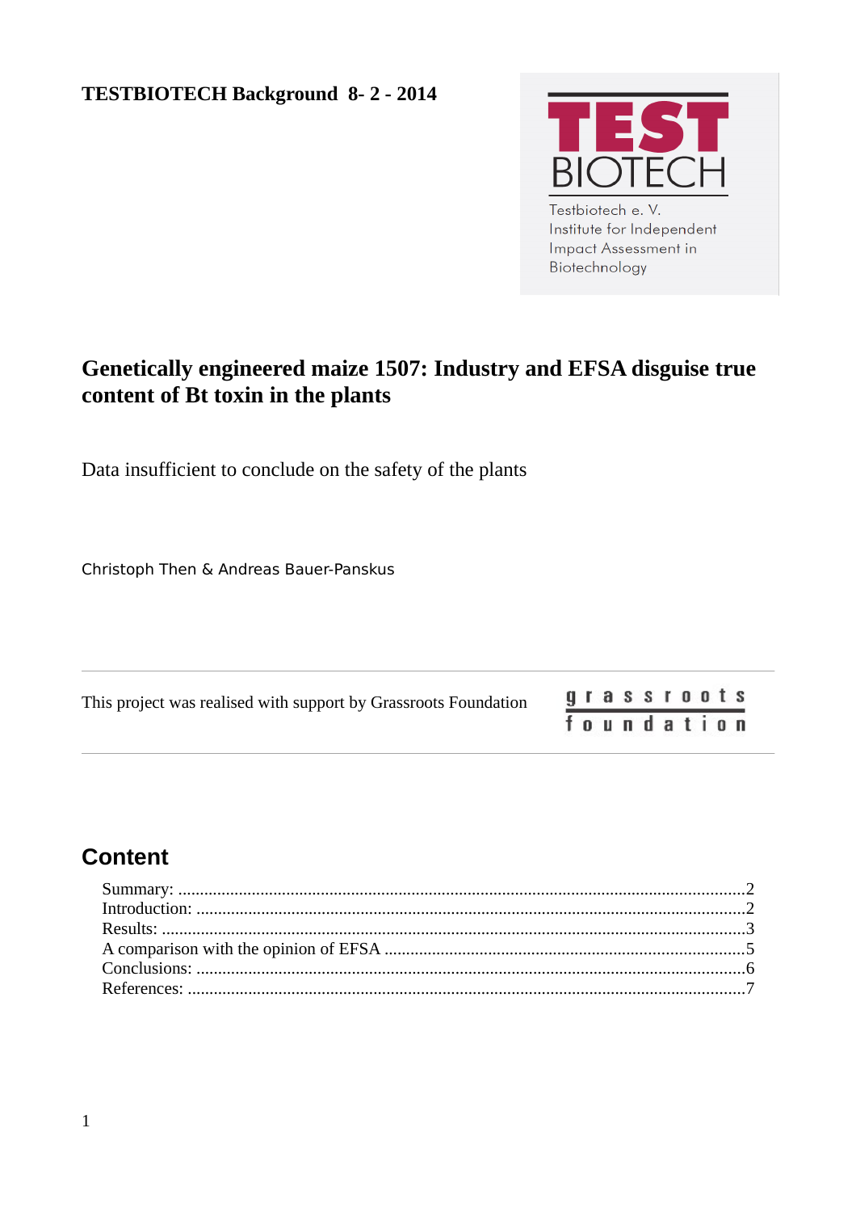**TESTBIOTECH Background 8- 2 - 2014**

TEST BIOTECH

Testbiotech e. V.
Institute for Independent Impact Assessment in Biotechnology

# Genetically engineered maize 1507: Industry and EFSA disguise true content of Bt toxin in the plants

Data insufficient to conclude on the safety of the plants

Christoph Then & Andreas Bauer-Panskus

---

This project was realised with support by Grassroots Foundation

grassroots foundation

---

## Content

Summary: ....................................................................................................................2
Introduction: ................................................................................................................2
Results: .......................................................................................................................3
A comparison with the opinion of EFSA ......................................................................5
Conclusions: ................................................................................................................6
References: .................................................................................................................7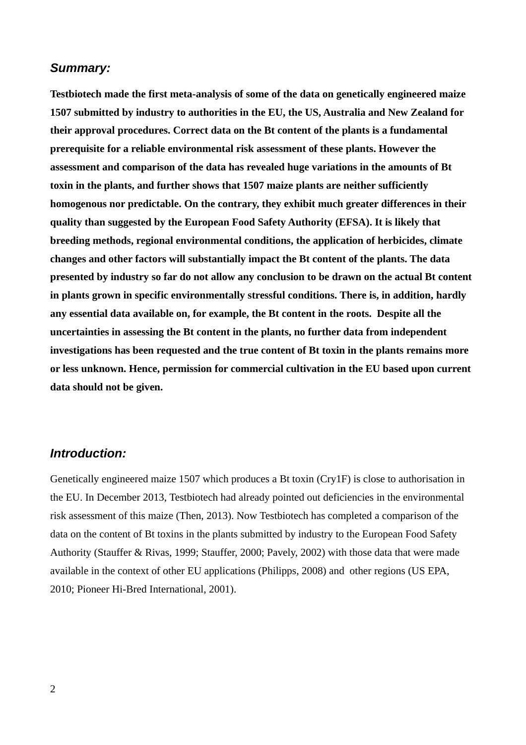## *Summary:*

**Testbiotech made the first meta-analysis of some of the data on genetically engineered maize 1507 submitted by industry to authorities in the EU, the US, Australia and New Zealand for their approval procedures. Correct data on the Bt content of the plants is a fundamental prerequisite for a reliable environmental risk assessment of these plants. However the assessment and comparison of the data has revealed huge variations in the amounts of Bt toxin in the plants, and further shows that 1507 maize plants are neither sufficiently homogenous nor predictable. On the contrary, they exhibit much greater differences in their quality than suggested by the European Food Safety Authority (EFSA). It is likely that breeding methods, regional environmental conditions, the application of herbicides, climate changes and other factors will substantially impact the Bt content of the plants. The data presented by industry so far do not allow any conclusion to be drawn on the actual Bt content in plants grown in specific environmentally stressful conditions. There is, in addition, hardly any essential data available on, for example, the Bt content in the roots. Despite all the uncertainties in assessing the Bt content in the plants, no further data from independent investigations has been requested and the true content of Bt toxin in the plants remains more or less unknown. Hence, permission for commercial cultivation in the EU based upon current data should not be given.**

## *Introduction:*

Genetically engineered maize 1507 which produces a Bt toxin (Cry1F) is close to authorisation in the EU. In December 2013, Testbiotech had already pointed out deficiencies in the environmental risk assessment of this maize (Then, 2013). Now Testbiotech has completed a comparison of the data on the content of Bt toxins in the plants submitted by industry to the European Food Safety Authority (Stauffer & Rivas, 1999; Stauffer, 2000; Pavely, 2002) with those data that were made available in the context of other EU applications (Philipps, 2008) and other regions (US EPA, 2010; Pioneer Hi-Bred International, 2001).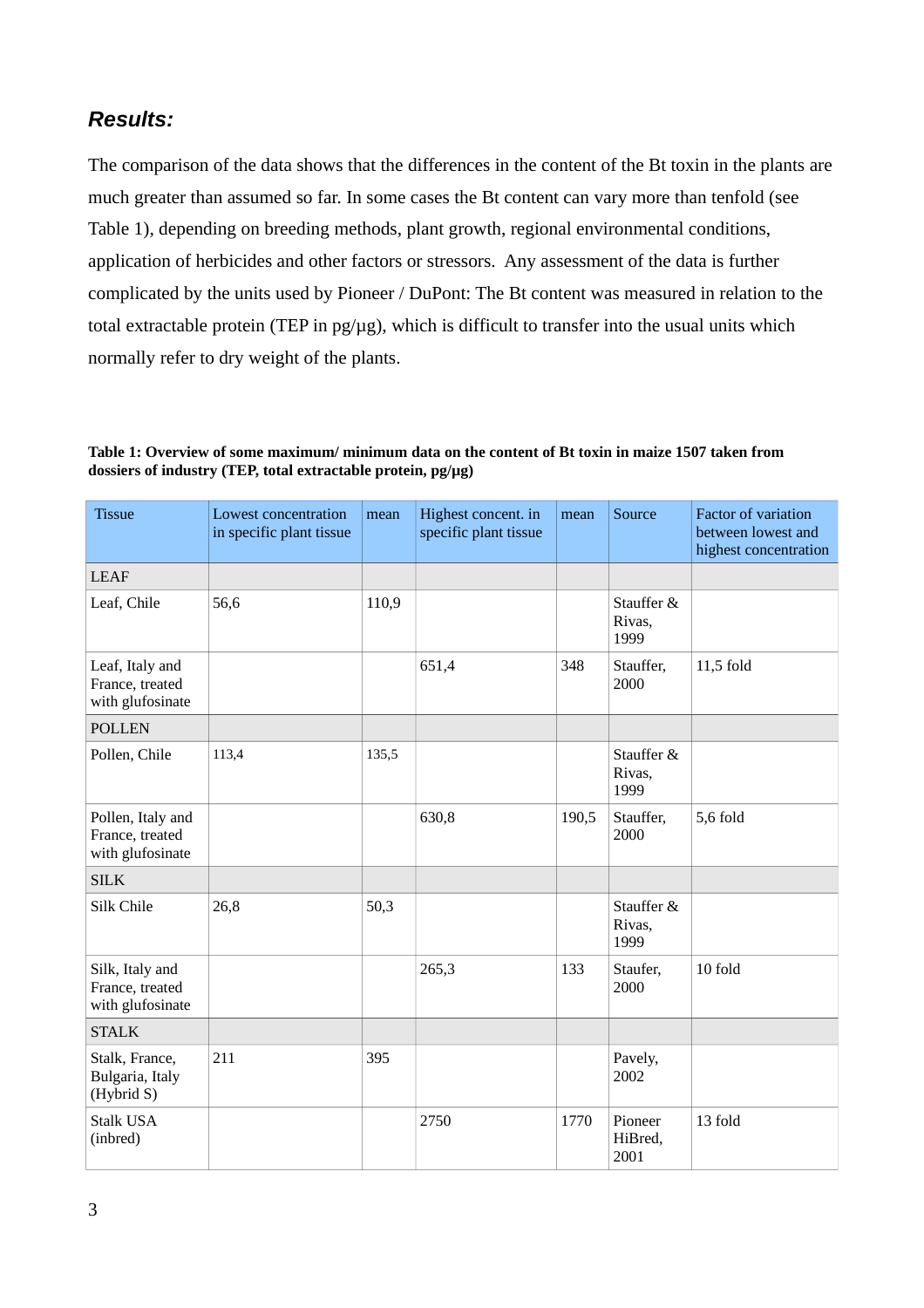## *Results:*

The comparison of the data shows that the differences in the content of the Bt toxin in the plants are much greater than assumed so far. In some cases the Bt content can vary more than tenfold (see Table 1), depending on breeding methods, plant growth, regional environmental conditions, application of herbicides and other factors or stressors. Any assessment of the data is further complicated by the units used by Pioneer / DuPont: The Bt content was measured in relation to the total extractable protein (TEP in pg/µg), which is difficult to transfer into the usual units which normally refer to dry weight of the plants.

**Table 1: Overview of some maximum/ minimum data on the content of Bt toxin in maize 1507 taken from dossiers of industry (TEP, total extractable protein, pg/µg)**

| Tissue | Lowest concentration in specific plant tissue | mean | Highest concent. in specific plant tissue | mean | Source | Factor of variation between lowest and highest concentration |
|---|---|---|---|---|---|---|
| LEAF | | | | | | |
| Leaf, Chile | 56,6 | 110,9 | | | Stauffer & Rivas, 1999 | |
| Leaf, Italy and France, treated with glufosinate | | | 651,4 | 348 | Stauffer, 2000 | 11,5 fold |
| POLLEN | | | | | | |
| Pollen, Chile | 113,4 | 135,5 | | | Stauffer & Rivas, 1999 | |
| Pollen, Italy and France, treated with glufosinate | | | 630,8 | 190,5 | Stauffer, 2000 | 5,6 fold |
| SILK | | | | | | |
| Silk Chile | 26,8 | 50,3 | | | Stauffer & Rivas, 1999 | |
| Silk, Italy and France, treated with glufosinate | | | 265,3 | 133 | Staufer, 2000 | 10 fold |
| STALK | | | | | | |
| Stalk, France, Bulgaria, Italy (Hybrid S) | 211 | 395 | | | Pavely, 2002 | |
| Stalk USA (inbred) | | | 2750 | 1770 | Pioneer HiBred, 2001 | 13 fold |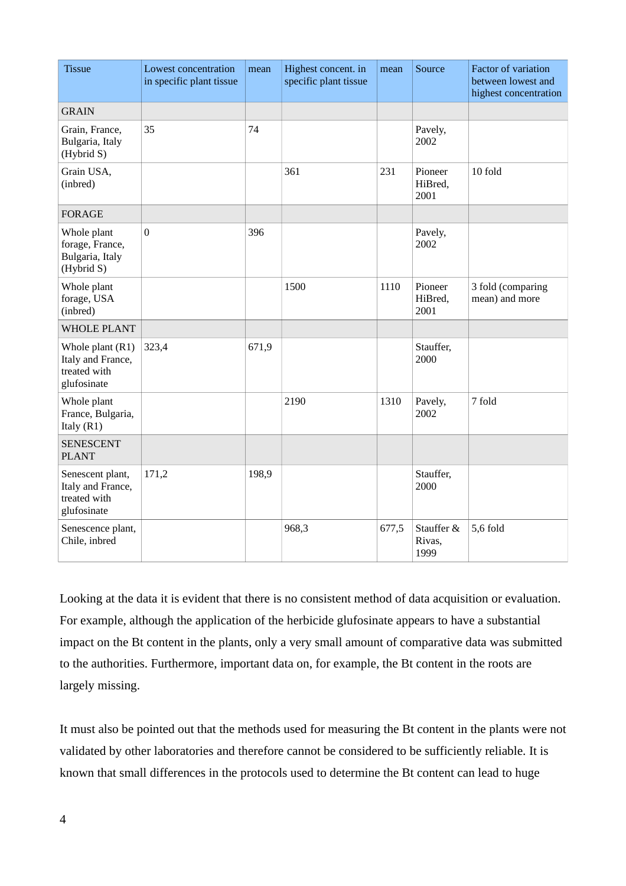| Tissue | Lowest concentration in specific plant tissue | mean | Highest concent. in specific plant tissue | mean | Source | Factor of variation between lowest and highest concentration |
|---|---|---|---|---|---|---|
| GRAIN | | | | | | |
| Grain, France, Bulgaria, Italy (Hybrid S) | 35 | 74 | | | Pavely, 2002 | |
| Grain USA, (inbred) | | | 361 | 231 | Pioneer HiBred, 2001 | 10 fold |
| FORAGE | | | | | | |
| Whole plant forage, France, Bulgaria, Italy (Hybrid S) | 0 | 396 | | | Pavely, 2002 | |
| Whole plant forage, USA (inbred) | | | 1500 | 1110 | Pioneer HiBred, 2001 | 3 fold (comparing mean) and more |
| WHOLE PLANT | | | | | | |
| Whole plant (R1) Italy and France, treated with glufosinate | 323,4 | 671,9 | | | Stauffer, 2000 | |
| Whole plant France, Bulgaria, Italy (R1) | | | 2190 | 1310 | Pavely, 2002 | 7 fold |
| SENESCENT PLANT | | | | | | |
| Senescent plant, Italy and France, treated with glufosinate | 171,2 | 198,9 | | | Stauffer, 2000 | |
| Senescence plant, Chile, inbred | | | 968,3 | 677,5 | Stauffer & Rivas, 1999 | 5,6 fold |

Looking at the data it is evident that there is no consistent method of data acquisition or evaluation. For example, although the application of the herbicide glufosinate appears to have a substantial impact on the Bt content in the plants, only a very small amount of comparative data was submitted to the authorities. Furthermore, important data on, for example, the Bt content in the roots are largely missing.

It must also be pointed out that the methods used for measuring the Bt content in the plants were not validated by other laboratories and therefore cannot be considered to be sufficiently reliable. It is known that small differences in the protocols used to determine the Bt content can lead to huge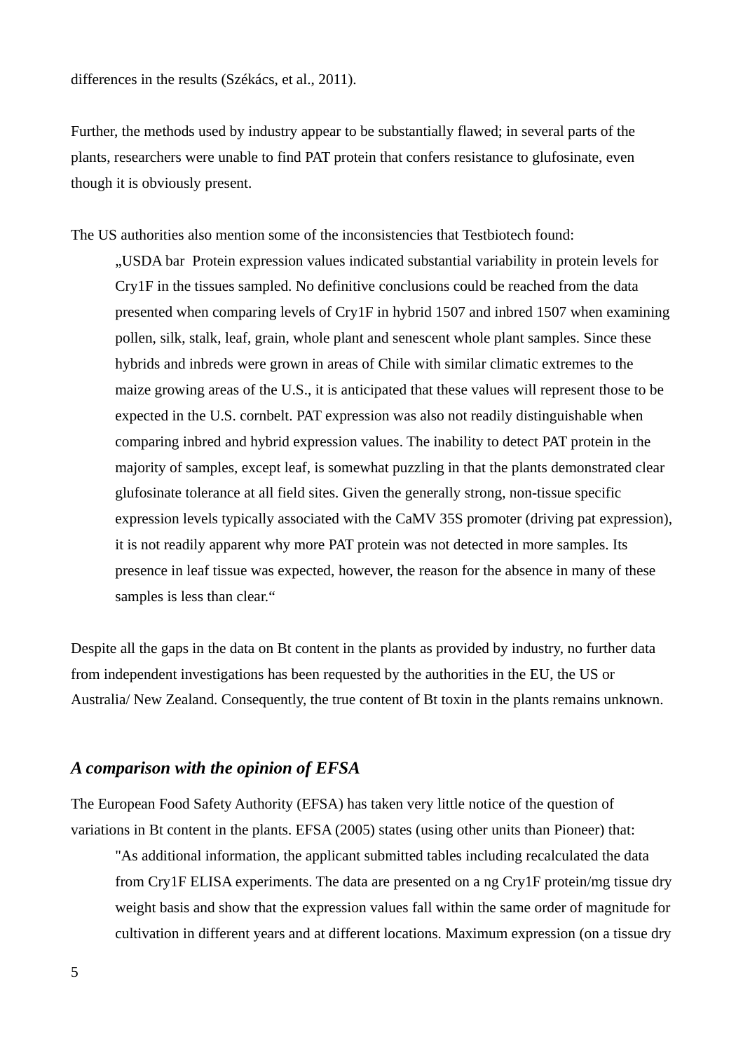differences in the results (Székács, et al., 2011).

Further, the methods used by industry appear to be substantially flawed; in several parts of the plants, researchers were unable to find PAT protein that confers resistance to glufosinate, even though it is obviously present.

The US authorities also mention some of the inconsistencies that Testbiotech found:

> „USDA bar Protein expression values indicated substantial variability in protein levels for Cry1F in the tissues sampled. No definitive conclusions could be reached from the data presented when comparing levels of Cry1F in hybrid 1507 and inbred 1507 when examining pollen, silk, stalk, leaf, grain, whole plant and senescent whole plant samples. Since these hybrids and inbreds were grown in areas of Chile with similar climatic extremes to the maize growing areas of the U.S., it is anticipated that these values will represent those to be expected in the U.S. cornbelt. PAT expression was also not readily distinguishable when comparing inbred and hybrid expression values. The inability to detect PAT protein in the majority of samples, except leaf, is somewhat puzzling in that the plants demonstrated clear glufosinate tolerance at all field sites. Given the generally strong, non-tissue specific expression levels typically associated with the CaMV 35S promoter (driving pat expression), it is not readily apparent why more PAT protein was not detected in more samples. Its presence in leaf tissue was expected, however, the reason for the absence in many of these samples is less than clear.“

Despite all the gaps in the data on Bt content in the plants as provided by industry, no further data from independent investigations has been requested by the authorities in the EU, the US or Australia/ New Zealand. Consequently, the true content of Bt toxin in the plants remains unknown.

### *A comparison with the opinion of EFSA*

The European Food Safety Authority (EFSA) has taken very little notice of the question of variations in Bt content in the plants. EFSA (2005) states (using other units than Pioneer) that:

> "As additional information, the applicant submitted tables including recalculated the data from Cry1F ELISA experiments. The data are presented on a ng Cry1F protein/mg tissue dry weight basis and show that the expression values fall within the same order of magnitude for cultivation in different years and at different locations. Maximum expression (on a tissue dry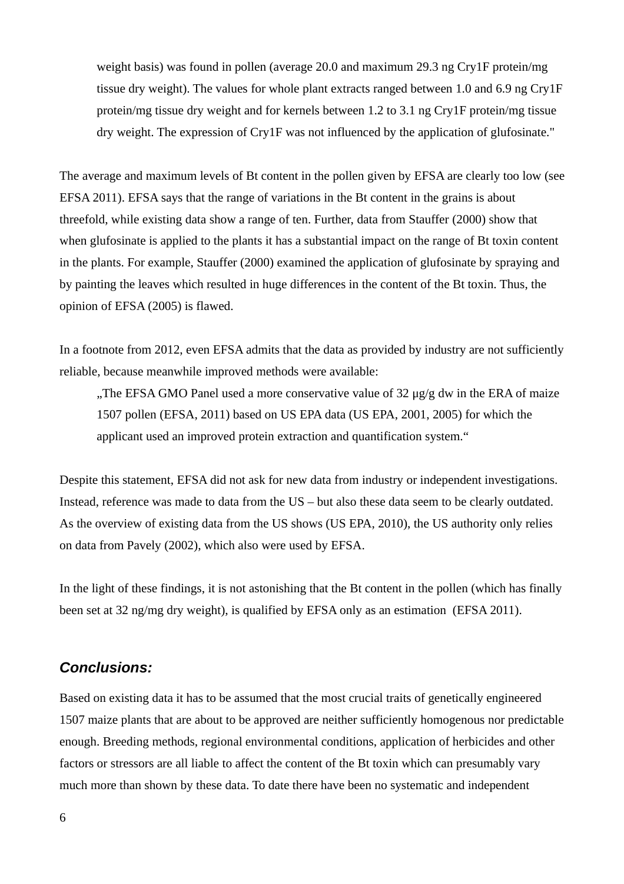> weight basis) was found in pollen (average 20.0 and maximum 29.3 ng Cry1F protein/mg tissue dry weight). The values for whole plant extracts ranged between 1.0 and 6.9 ng Cry1F protein/mg tissue dry weight and for kernels between 1.2 to 3.1 ng Cry1F protein/mg tissue dry weight. The expression of Cry1F was not influenced by the application of glufosinate."

The average and maximum levels of Bt content in the pollen given by EFSA are clearly too low (see EFSA 2011). EFSA says that the range of variations in the Bt content in the grains is about threefold, while existing data show a range of ten. Further, data from Stauffer (2000) show that when glufosinate is applied to the plants it has a substantial impact on the range of Bt toxin content in the plants. For example, Stauffer (2000) examined the application of glufosinate by spraying and by painting the leaves which resulted in huge differences in the content of the Bt toxin. Thus, the opinion of EFSA (2005) is flawed.

In a footnote from 2012, even EFSA admits that the data as provided by industry are not sufficiently reliable, because meanwhile improved methods were available:

> „The EFSA GMO Panel used a more conservative value of 32 µg/g dw in the ERA of maize 1507 pollen (EFSA, 2011) based on US EPA data (US EPA, 2001, 2005) for which the applicant used an improved protein extraction and quantification system.“

Despite this statement, EFSA did not ask for new data from industry or independent investigations. Instead, reference was made to data from the US – but also these data seem to be clearly outdated. As the overview of existing data from the US shows (US EPA, 2010), the US authority only relies on data from Pavely (2002), which also were used by EFSA.

In the light of these findings, it is not astonishing that the Bt content in the pollen (which has finally been set at 32 ng/mg dry weight), is qualified by EFSA only as an estimation (EFSA 2011).

## ***Conclusions:***

Based on existing data it has to be assumed that the most crucial traits of genetically engineered 1507 maize plants that are about to be approved are neither sufficiently homogenous nor predictable enough. Breeding methods, regional environmental conditions, application of herbicides and other factors or stressors are all liable to affect the content of the Bt toxin which can presumably vary much more than shown by these data. To date there have been no systematic and independent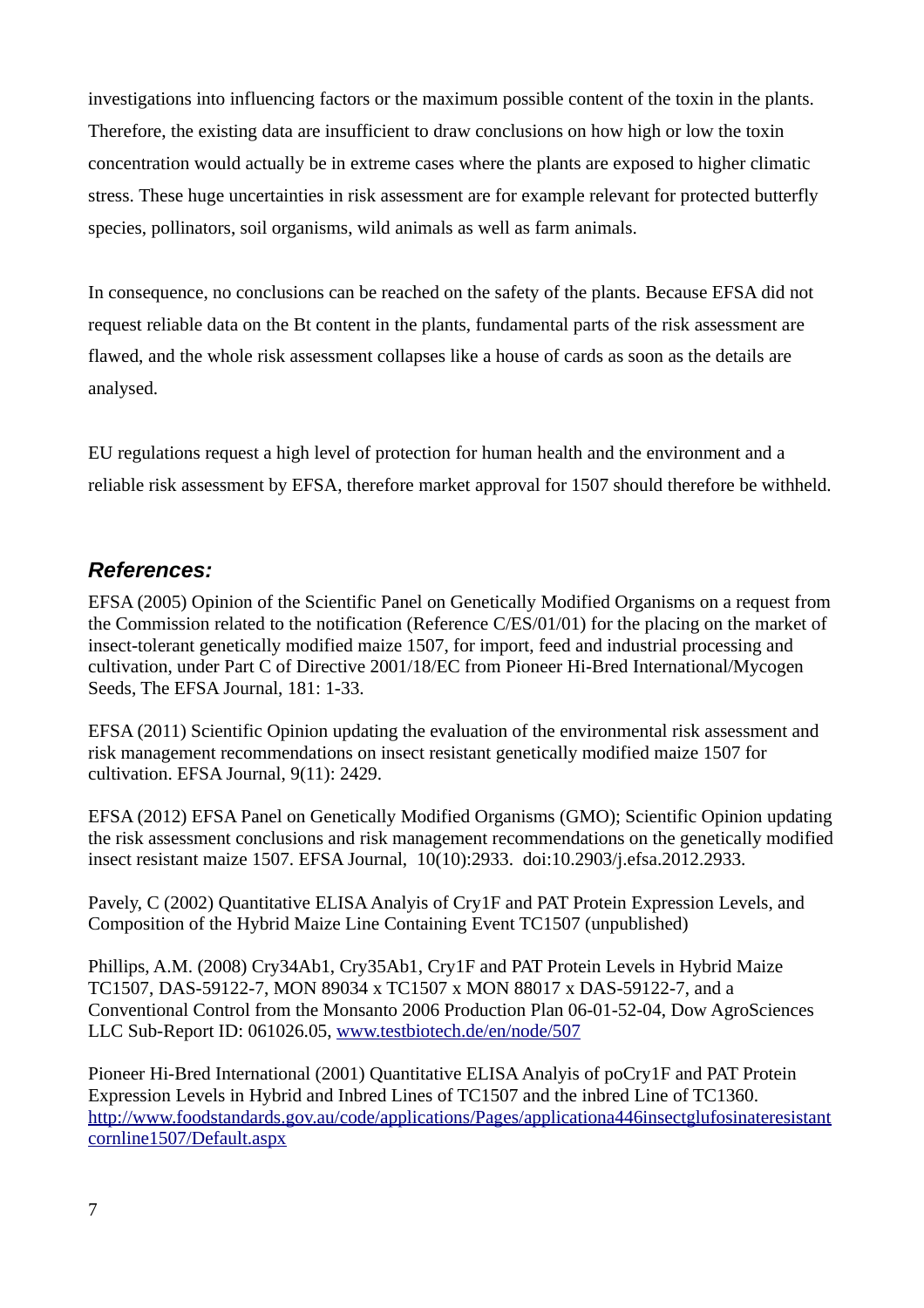investigations into influencing factors or the maximum possible content of the toxin in the plants. Therefore, the existing data are insufficient to draw conclusions on how high or low the toxin concentration would actually be in extreme cases where the plants are exposed to higher climatic stress. These huge uncertainties in risk assessment are for example relevant for protected butterfly species, pollinators, soil organisms, wild animals as well as farm animals.

In consequence, no conclusions can be reached on the safety of the plants. Because EFSA did not request reliable data on the Bt content in the plants, fundamental parts of the risk assessment are flawed, and the whole risk assessment collapses like a house of cards as soon as the details are analysed.

EU regulations request a high level of protection for human health and the environment and a reliable risk assessment by EFSA, therefore market approval for 1507 should therefore be withheld.

## *References:*

EFSA (2005) Opinion of the Scientific Panel on Genetically Modified Organisms on a request from the Commission related to the notification (Reference C/ES/01/01) for the placing on the market of insect-tolerant genetically modified maize 1507, for import, feed and industrial processing and cultivation, under Part C of Directive 2001/18/EC from Pioneer Hi-Bred International/Mycogen Seeds, The EFSA Journal, 181: 1-33.

EFSA (2011) Scientific Opinion updating the evaluation of the environmental risk assessment and risk management recommendations on insect resistant genetically modified maize 1507 for cultivation. EFSA Journal, 9(11): 2429.

EFSA (2012) EFSA Panel on Genetically Modified Organisms (GMO); Scientific Opinion updating the risk assessment conclusions and risk management recommendations on the genetically modified insect resistant maize 1507. EFSA Journal, 10(10):2933. doi:10.2903/j.efsa.2012.2933.

Pavely, C (2002) Quantitative ELISA Analyis of Cry1F and PAT Protein Expression Levels, and Composition of the Hybrid Maize Line Containing Event TC1507 (unpublished)

Phillips, A.M. (2008) Cry34Ab1, Cry35Ab1, Cry1F and PAT Protein Levels in Hybrid Maize TC1507, DAS-59122-7, MON 89034 x TC1507 x MON 88017 x DAS-59122-7, and a Conventional Control from the Monsanto 2006 Production Plan 06-01-52-04, Dow AgroSciences LLC Sub-Report ID: 061026.05, www.testbiotech.de/en/node/507

Pioneer Hi-Bred International (2001) Quantitative ELISA Analyis of poCry1F and PAT Protein Expression Levels in Hybrid and Inbred Lines of TC1507 and the inbred Line of TC1360. http://www.foodstandards.gov.au/code/applications/Pages/applicationa446insectglufosinateresistantcornline1507/Default.aspx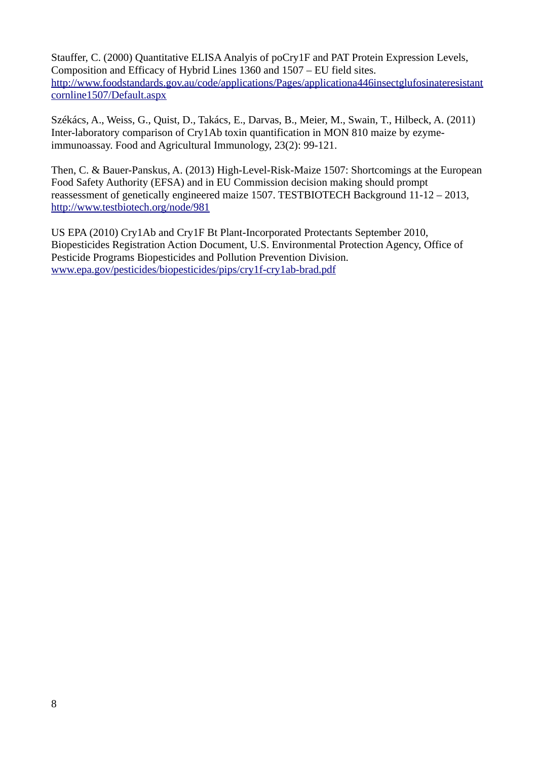Stauffer, C. (2000) Quantitative ELISA Analyis of poCry1F and PAT Protein Expression Levels, Composition and Efficacy of Hybrid Lines 1360 and 1507 – EU field sites. http://www.foodstandards.gov.au/code/applications/Pages/applicationa446insectglufosinateresistantcornline1507/Default.aspx

Székács, A., Weiss, G., Quist, D., Takács, E., Darvas, B., Meier, M., Swain, T., Hilbeck, A. (2011) Inter-laboratory comparison of Cry1Ab toxin quantification in MON 810 maize by ezyme-immunoassay. Food and Agricultural Immunology, 23(2): 99-121.

Then, C. & Bauer-Panskus, A. (2013) High-Level-Risk-Maize 1507: Shortcomings at the European Food Safety Authority (EFSA) and in EU Commission decision making should prompt reassessment of genetically engineered maize 1507. TESTBIOTECH Background 11-12 – 2013, http://www.testbiotech.org/node/981

US EPA (2010) Cry1Ab and Cry1F Bt Plant-Incorporated Protectants September 2010, Biopesticides Registration Action Document, U.S. Environmental Protection Agency, Office of Pesticide Programs Biopesticides and Pollution Prevention Division. www.epa.gov/pesticides/biopesticides/pips/cry1f-cry1ab-brad.pdf